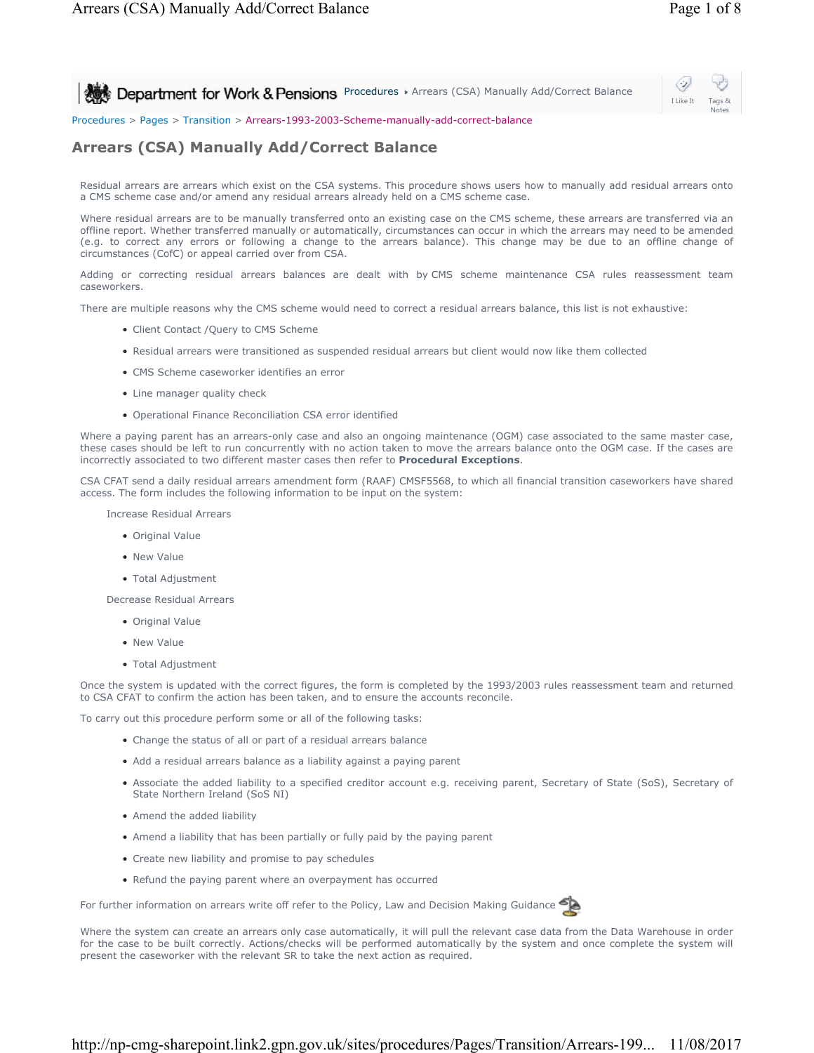Procedures > Pages > Transition > Arrears-1993-2003-Scheme-manually-add-correct-balance

# Arrears (CSA) Manually Add/Correct Balance

Residual arrears are arrears which exist on the CSA systems. This procedure shows users how to manually add residual arrears onto a CMS scheme case and/or amend any residual arrears already held on a CMS scheme case.

Where residual arrears are to be manually transferred onto an existing case on the CMS scheme, these arrears are transferred via an offline report. Whether transferred manually or automatically, circumstances can occur in which the arrears may need to be amended (e.g. to correct any errors or following a change to the arrears balance). This change may be due to an offline change of circumstances (CofC) or appeal carried over from CSA.

Adding or correcting residual arrears balances are dealt with by CMS scheme maintenance CSA rules reassessment team caseworkers.

There are multiple reasons why the CMS scheme would need to correct a residual arrears balance, this list is not exhaustive:

- Client Contact /Query to CMS Scheme
- Residual arrears were transitioned as suspended residual arrears but client would now like them collected
- CMS Scheme caseworker identifies an error
- Line manager quality check
- Operational Finance Reconciliation CSA error identified

Where a paying parent has an arrears-only case and also an ongoing maintenance (OGM) case associated to the same master case, these cases should be left to run concurrently with no action taken to move the arrears balance onto the OGM case. If the cases are incorrectly associated to two different master cases then refer to **Procedural Exceptions**.

CSA CFAT send a daily residual arrears amendment form (RAAF) CMSF5568, to which all financial transition caseworkers have shared access. The form includes the following information to be input on the system:

Increase Residual Arrears

- Original Value
- New Value
- Total Adjustment

Decrease Residual Arrears

- Original Value
- New Value
- Total Adjustment

Once the system is updated with the correct figures, the form is completed by the 1993/2003 rules reassessment team and returned to CSA CFAT to confirm the action has been taken, and to ensure the accounts reconcile.

To carry out this procedure perform some or all of the following tasks:

- Change the status of all or part of a residual arrears balance
- Add a residual arrears balance as a liability against a paying parent
- Associate the added liability to a specified creditor account e.g. receiving parent, Secretary of State (SoS), Secretary of State Northern Ireland (SoS NI)
- Amend the added liability
- Amend a liability that has been partially or fully paid by the paying parent
- Create new liability and promise to pay schedules
- Refund the paying parent where an overpayment has occurred

For further information on arrears write off refer to the Policy, Law and Decision Making Guidance

Where the system can create an arrears only case automatically, it will pull the relevant case data from the Data Warehouse in order for the case to be built correctly. Actions/checks will be performed automatically by the system and once complete the system will present the caseworker with the relevant SR to take the next action as required.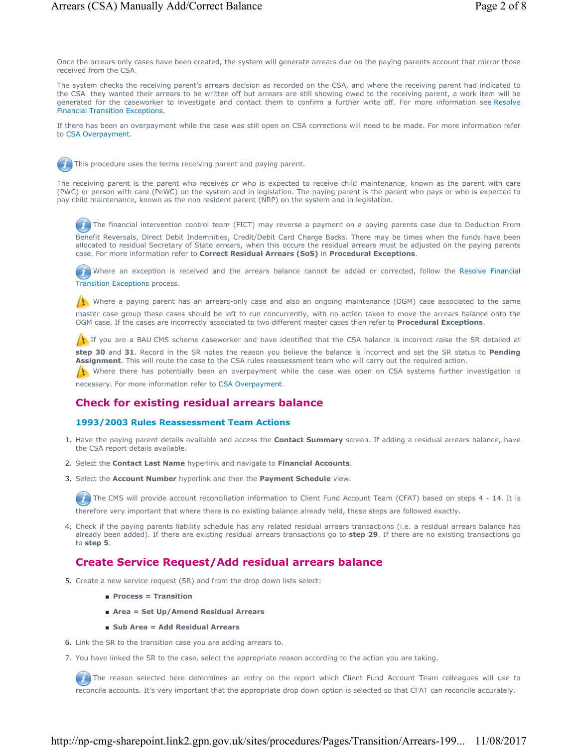Once the arrears only cases have been created, the system will generate arrears due on the paying parents account that mirror those received from the CSA.

The system checks the receiving parent's arrears decision as recorded on the CSA, and where the receiving parent had indicated to the CSA they wanted their arrears to be written off but arrears are still showing owed to the receiving parent, a work item will be generated for the caseworker to investigate and contact them to confirm a further write off. For more information see Resolve Financial Transition Exceptions.

If there has been an overpayment while the case was still open on CSA corrections will need to be made. For more information refer to CSA Overpayment.

This procedure uses the terms receiving parent and paying parent.

The receiving parent is the parent who receives or who is expected to receive child maintenance, known as the parent with care (PWC) or person with care (PeWC) on the system and in legislation. The paying parent is the parent who pays or who is expected to pay child maintenance, known as the non resident parent (NRP) on the system and in legislation.

The financial intervention control team (FICT) may reverse a payment on a paying parents case due to Deduction From Benefit Reversals, Direct Debit Indemnities, Credit/Debit Card Charge Backs. There may be times when the funds have been allocated to residual Secretary of State arrears, when this occurs the residual arrears must be adjusted on the paying parents case. For more information refer to **Correct Residual Arrears (SoS)** in **Procedural Exceptions**.

Where an exception is received and the arrears balance cannot be added or corrected, follow the Resolve Financial Transition Exceptions process.

Where a paying parent has an arrears-only case and also an ongoing maintenance (OGM) case associated to the same master case group these cases should be left to run concurrently, with no action taken to move the arrears balance onto the OGM case. If the cases are incorrectly associated to two different master cases then refer to **Procedural Exceptions**.

If you are a BAU CMS scheme caseworker and have identified that the CSA balance is incorrect raise the SR detailed at **step 30** and **31**. Record in the SR notes the reason you believe the balance is incorrect and set the SR status to **Pending Assignment**. This will route the case to the CSA rules reassessment team who will carry out the required action.

Where there has potentially been an overpayment while the case was open on CSA systems further investigation is necessary. For more information refer to CSA Overpayment.

## Check for existing residual arrears balance

### 1993/2003 Rules Reassessment Team Actions

1. Have the paying parent details available and access the **Contact Summary** screen. If adding a residual arrears balance, have the CSA report details available.
2. Select the **Contact Last Name** hyperlink and navigate to **Financial Accounts**.
3. Select the **Account Number** hyperlink and then the **Payment Schedule** view.

The CMS will provide account reconciliation information to Client Fund Account Team (CFAT) based on steps 4 - 14. It is therefore very important that where there is no existing balance already held, these steps are followed exactly.

4. Check if the paying parents liability schedule has any related residual arrears transactions (i.e. a residual arrears balance has already been added). If there are existing residual arrears transactions go to **step 29**. If there are no existing transactions go to **step 5**.

## Create Service Request/Add residual arrears balance

5. Create a new service request (SR) and from the drop down lists select:
   - **Process = Transition**
   - **Area = Set Up/Amend Residual Arrears**
   - **Sub Area = Add Residual Arrears**
6. Link the SR to the transition case you are adding arrears to.
7. You have linked the SR to the case, select the appropriate reason according to the action you are taking.

The reason selected here determines an entry on the report which Client Fund Account Team colleagues will use to reconcile accounts. It's very important that the appropriate drop down option is selected so that CFAT can reconcile accurately.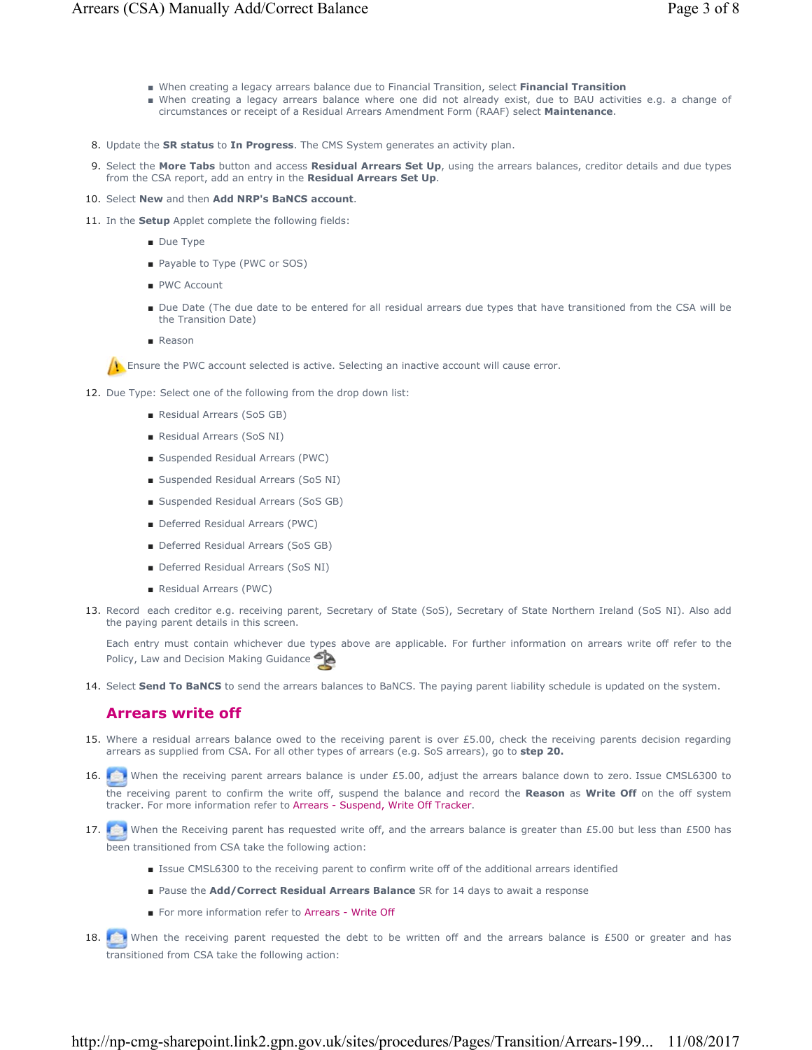- When creating a legacy arrears balance due to Financial Transition, select **Financial Transition**
- When creating a legacy arrears balance where one did not already exist, due to BAU activities e.g. a change of circumstances or receipt of a Residual Arrears Amendment Form (RAAF) select **Maintenance**.

8. Update the **SR status** to **In Progress**. The CMS System generates an activity plan.
9. Select the **More Tabs** button and access **Residual Arrears Set Up**, using the arrears balances, creditor details and due types from the CSA report, add an entry in the **Residual Arrears Set Up**.
10. Select **New** and then **Add NRP's BaNCS account**.
11. In the **Setup** Applet complete the following fields:
    - Due Type
    - Payable to Type (PWC or SOS)
    - PWC Account
    - Due Date (The due date to be entered for all residual arrears due types that have transitioned from the CSA will be the Transition Date)
    - Reason

    Ensure the PWC account selected is active. Selecting an inactive account will cause error.

12. Due Type: Select one of the following from the drop down list:
    - Residual Arrears (SoS GB)
    - Residual Arrears (SoS NI)
    - Suspended Residual Arrears (PWC)
    - Suspended Residual Arrears (SoS NI)
    - Suspended Residual Arrears (SoS GB)
    - Deferred Residual Arrears (PWC)
    - Deferred Residual Arrears (SoS GB)
    - Deferred Residual Arrears (SoS NI)
    - Residual Arrears (PWC)
13. Record each creditor e.g. receiving parent, Secretary of State (SoS), Secretary of State Northern Ireland (SoS NI). Also add the paying parent details in this screen.

    Each entry must contain whichever due types above are applicable. For further information on arrears write off refer to the Policy, Law and Decision Making Guidance

14. Select **Send To BaNCS** to send the arrears balances to BaNCS. The paying parent liability schedule is updated on the system.

## Arrears write off

15. Where a residual arrears balance owed to the receiving parent is over £5.00, check the receiving parents decision regarding arrears as supplied from CSA. For all other types of arrears (e.g. SoS arrears), go to **step 20.**
16. When the receiving parent arrears balance is under £5.00, adjust the arrears balance down to zero. Issue CMSL6300 to the receiving parent to confirm the write off, suspend the balance and record the **Reason** as **Write Off** on the off system tracker. For more information refer to Arrears - Suspend, Write Off Tracker.
17. When the Receiving parent has requested write off, and the arrears balance is greater than £5.00 but less than £500 has been transitioned from CSA take the following action:
    - Issue CMSL6300 to the receiving parent to confirm write off of the additional arrears identified
    - Pause the **Add/Correct Residual Arrears Balance** SR for 14 days to await a response
    - For more information refer to Arrears - Write Off
18. When the receiving parent requested the debt to be written off and the arrears balance is £500 or greater and has transitioned from CSA take the following action: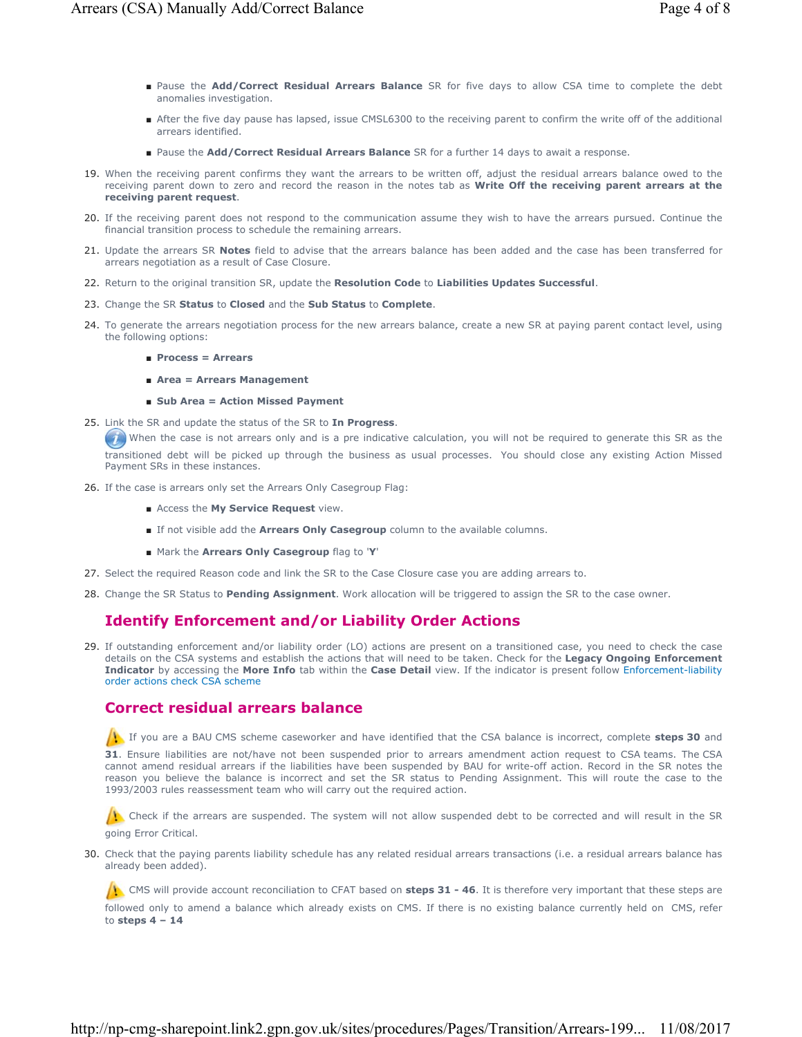- Pause the **Add/Correct Residual Arrears Balance** SR for five days to allow CSA time to complete the debt anomalies investigation.
- After the five day pause has lapsed, issue CMSL6300 to the receiving parent to confirm the write off of the additional arrears identified.
- Pause the **Add/Correct Residual Arrears Balance** SR for a further 14 days to await a response.

19. When the receiving parent confirms they want the arrears to be written off, adjust the residual arrears balance owed to the receiving parent down to zero and record the reason in the notes tab as **Write Off the receiving parent arrears at the receiving parent request**.
20. If the receiving parent does not respond to the communication assume they wish to have the arrears pursued. Continue the financial transition process to schedule the remaining arrears.
21. Update the arrears SR **Notes** field to advise that the arrears balance has been added and the case has been transferred for arrears negotiation as a result of Case Closure.
22. Return to the original transition SR, update the **Resolution Code** to **Liabilities Updates Successful**.
23. Change the SR **Status** to **Closed** and the **Sub Status** to **Complete**.
24. To generate the arrears negotiation process for the new arrears balance, create a new SR at paying parent contact level, using the following options:
    - **Process = Arrears**
    - **Area = Arrears Management**
    - **Sub Area = Action Missed Payment**
25. Link the SR and update the status of the SR to **In Progress**.

    When the case is not arrears only and is a pre indicative calculation, you will not be required to generate this SR as the transitioned debt will be picked up through the business as usual processes. You should close any existing Action Missed Payment SRs in these instances.
26. If the case is arrears only set the Arrears Only Casegroup Flag:
    - Access the **My Service Request** view.
    - If not visible add the **Arrears Only Casegroup** column to the available columns.
    - Mark the **Arrears Only Casegroup** flag to '**Y**'
27. Select the required Reason code and link the SR to the Case Closure case you are adding arrears to.
28. Change the SR Status to **Pending Assignment**. Work allocation will be triggered to assign the SR to the case owner.

## Identify Enforcement and/or Liability Order Actions

29. If outstanding enforcement and/or liability order (LO) actions are present on a transitioned case, you need to check the case details on the CSA systems and establish the actions that will need to be taken. Check for the **Legacy Ongoing Enforcement Indicator** by accessing the **More Info** tab within the **Case Detail** view. If the indicator is present follow Enforcement-liability order actions check CSA scheme

## Correct residual arrears balance

If you are a BAU CMS scheme caseworker and have identified that the CSA balance is incorrect, complete **steps 30** and **31**. Ensure liabilities are not/have not been suspended prior to arrears amendment action request to CSA teams. The CSA cannot amend residual arrears if the liabilities have been suspended by BAU for write-off action. Record in the SR notes the reason you believe the balance is incorrect and set the SR status to Pending Assignment. This will route the case to the 1993/2003 rules reassessment team who will carry out the required action.

Check if the arrears are suspended. The system will not allow suspended debt to be corrected and will result in the SR going Error Critical.

30. Check that the paying parents liability schedule has any related residual arrears transactions (i.e. a residual arrears balance has already been added).

    CMS will provide account reconciliation to CFAT based on **steps 31 - 46**. It is therefore very important that these steps are followed only to amend a balance which already exists on CMS. If there is no existing balance currently held on CMS, refer to **steps 4 – 14**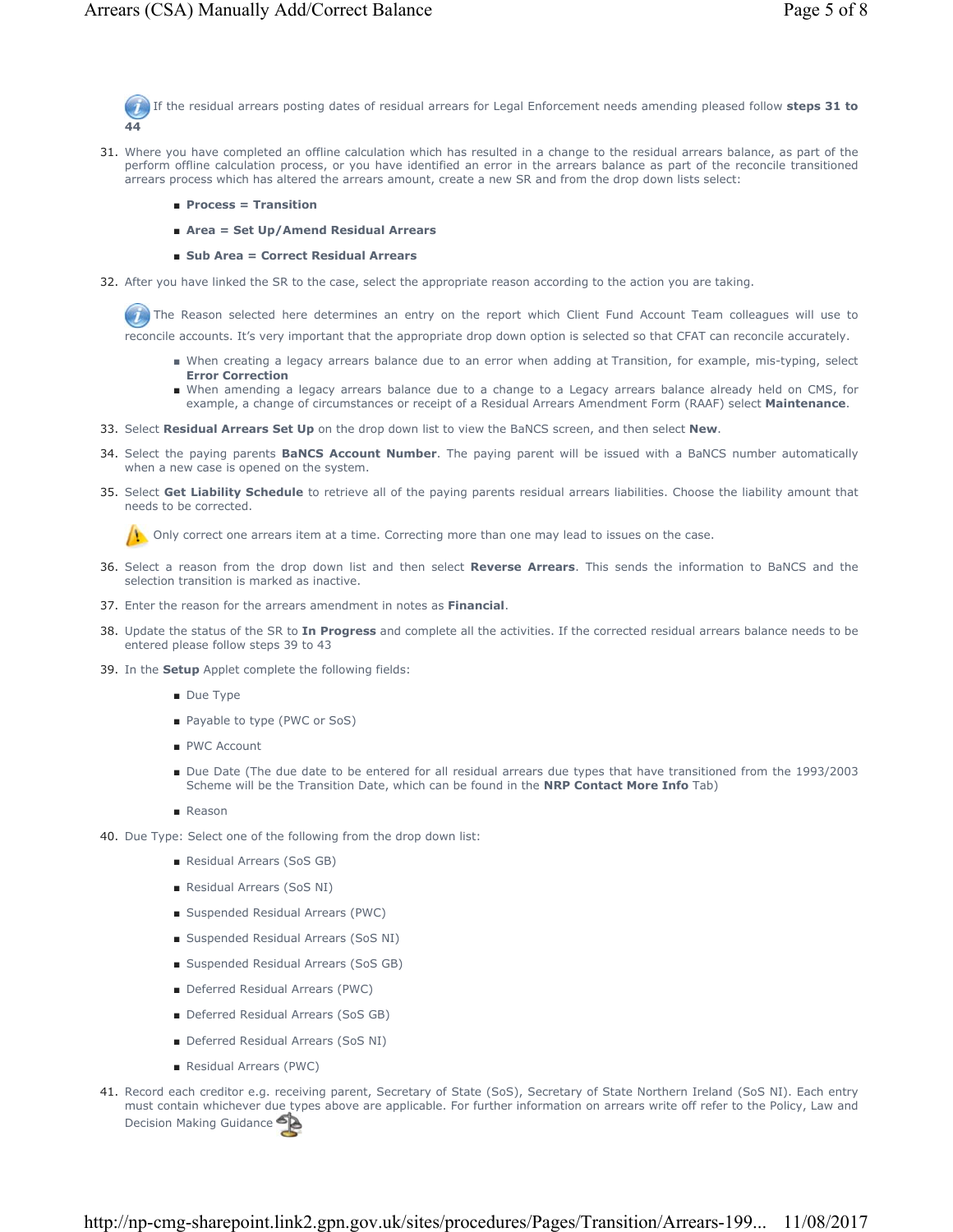If the residual arrears posting dates of residual arrears for Legal Enforcement needs amending pleased follow **steps 31 to 44**

31. Where you have completed an offline calculation which has resulted in a change to the residual arrears balance, as part of the perform offline calculation process, or you have identified an error in the arrears balance as part of the reconcile transitioned arrears process which has altered the arrears amount, create a new SR and from the drop down lists select:
   - **Process = Transition**
   - **Area = Set Up/Amend Residual Arrears**
   - **Sub Area = Correct Residual Arrears**
32. After you have linked the SR to the case, select the appropriate reason according to the action you are taking.

   The Reason selected here determines an entry on the report which Client Fund Account Team colleagues will use to reconcile accounts. It's very important that the appropriate drop down option is selected so that CFAT can reconcile accurately.

   - When creating a legacy arrears balance due to an error when adding at Transition, for example, mis-typing, select **Error Correction**
   - When amending a legacy arrears balance due to a change to a Legacy arrears balance already held on CMS, for example, a change of circumstances or receipt of a Residual Arrears Amendment Form (RAAF) select **Maintenance**.
33. Select **Residual Arrears Set Up** on the drop down list to view the BaNCS screen, and then select **New**.
34. Select the paying parents **BaNCS Account Number**. The paying parent will be issued with a BaNCS number automatically when a new case is opened on the system.
35. Select **Get Liability Schedule** to retrieve all of the paying parents residual arrears liabilities. Choose the liability amount that needs to be corrected.

   Only correct one arrears item at a time. Correcting more than one may lead to issues on the case.
36. Select a reason from the drop down list and then select **Reverse Arrears**. This sends the information to BaNCS and the selection transition is marked as inactive.
37. Enter the reason for the arrears amendment in notes as **Financial**.
38. Update the status of the SR to **In Progress** and complete all the activities. If the corrected residual arrears balance needs to be entered please follow steps 39 to 43
39. In the **Setup** Applet complete the following fields:
   - Due Type
   - Payable to type (PWC or SoS)
   - PWC Account
   - Due Date (The due date to be entered for all residual arrears due types that have transitioned from the 1993/2003 Scheme will be the Transition Date, which can be found in the **NRP Contact More Info** Tab)
   - Reason
40. Due Type: Select one of the following from the drop down list:
   - Residual Arrears (SoS GB)
   - Residual Arrears (SoS NI)
   - Suspended Residual Arrears (PWC)
   - Suspended Residual Arrears (SoS NI)
   - Suspended Residual Arrears (SoS GB)
   - Deferred Residual Arrears (PWC)
   - Deferred Residual Arrears (SoS GB)
   - Deferred Residual Arrears (SoS NI)
   - Residual Arrears (PWC)
41. Record each creditor e.g. receiving parent, Secretary of State (SoS), Secretary of State Northern Ireland (SoS NI). Each entry must contain whichever due types above are applicable. For further information on arrears write off refer to the Policy, Law and Decision Making Guidance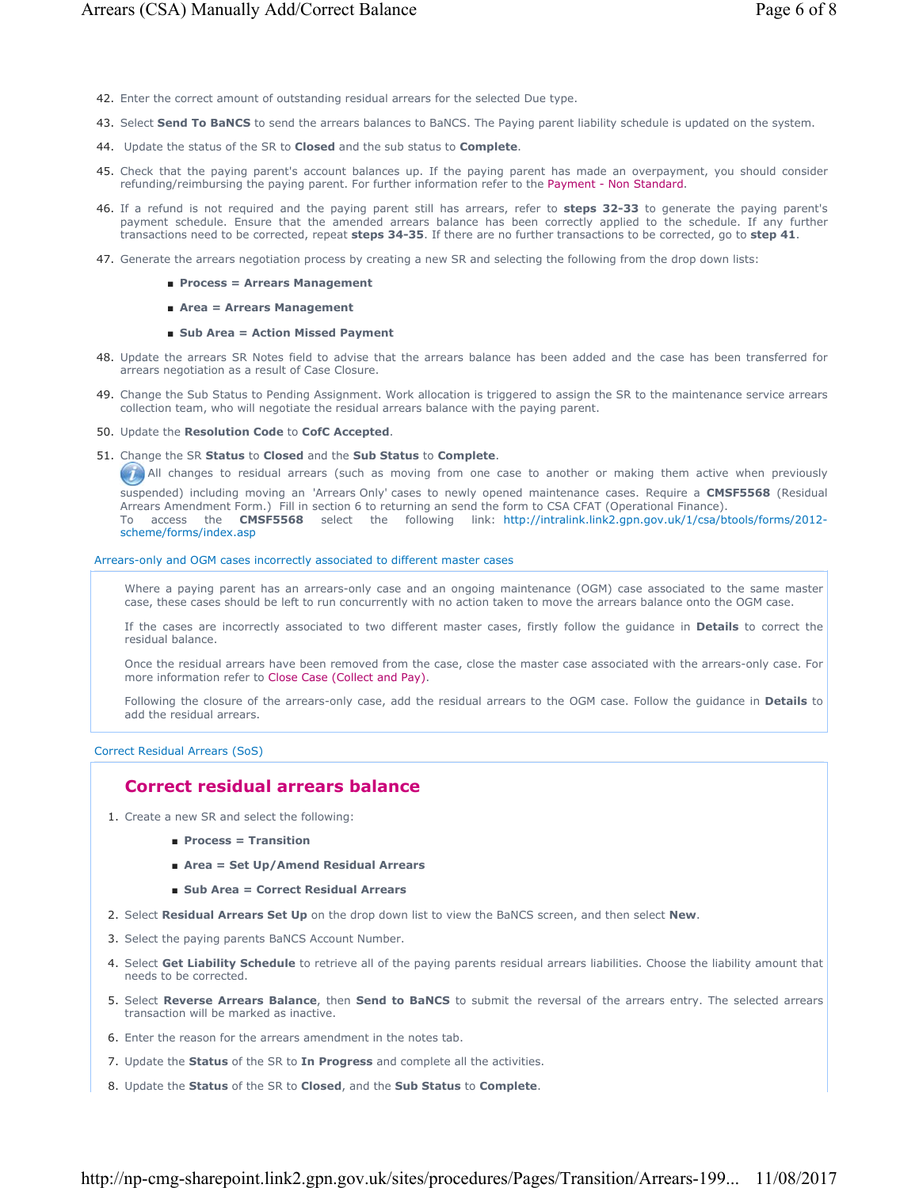42. Enter the correct amount of outstanding residual arrears for the selected Due type.
43. Select **Send To BaNCS** to send the arrears balances to BaNCS. The Paying parent liability schedule is updated on the system.
44. Update the status of the SR to **Closed** and the sub status to **Complete**.
45. Check that the paying parent's account balances up. If the paying parent has made an overpayment, you should consider refunding/reimbursing the paying parent. For further information refer to the Payment - Non Standard.
46. If a refund is not required and the paying parent still has arrears, refer to **steps 32-33** to generate the paying parent's payment schedule. Ensure that the amended arrears balance has been correctly applied to the schedule. If any further transactions need to be corrected, repeat **steps 34-35**. If there are no further transactions to be corrected, go to **step 41**.
47. Generate the arrears negotiation process by creating a new SR and selecting the following from the drop down lists:
    - **Process = Arrears Management**
    - **Area = Arrears Management**
    - **Sub Area = Action Missed Payment**
48. Update the arrears SR Notes field to advise that the arrears balance has been added and the case has been transferred for arrears negotiation as a result of Case Closure.
49. Change the Sub Status to Pending Assignment. Work allocation is triggered to assign the SR to the maintenance service arrears collection team, who will negotiate the residual arrears balance with the paying parent.
50. Update the **Resolution Code** to **CofC Accepted**.
51. Change the SR **Status** to **Closed** and the **Sub Status** to **Complete**.

    All changes to residual arrears (such as moving from one case to another or making them active when previously suspended) including moving an 'Arrears Only' cases to newly opened maintenance cases. Require a **CMSF5568** (Residual Arrears Amendment Form.) Fill in section 6 to returning an send the form to CSA CFAT (Operational Finance).
    To access the **CMSF5568** select the following link: http://intralink.link2.gpn.gov.uk/1/csa/btools/forms/2012-scheme/forms/index.asp

Arrears-only and OGM cases incorrectly associated to different master cases

Where a paying parent has an arrears-only case and an ongoing maintenance (OGM) case associated to the same master case, these cases should be left to run concurrently with no action taken to move the arrears balance onto the OGM case.

If the cases are incorrectly associated to two different master cases, firstly follow the guidance in **Details** to correct the residual balance.

Once the residual arrears have been removed from the case, close the master case associated with the arrears-only case. For more information refer to Close Case (Collect and Pay).

Following the closure of the arrears-only case, add the residual arrears to the OGM case. Follow the guidance in **Details** to add the residual arrears.

Correct Residual Arrears (SoS)

## Correct residual arrears balance

1. Create a new SR and select the following:
    - **Process = Transition**
    - **Area = Set Up/Amend Residual Arrears**
    - **Sub Area = Correct Residual Arrears**
2. Select **Residual Arrears Set Up** on the drop down list to view the BaNCS screen, and then select **New**.
3. Select the paying parents BaNCS Account Number.
4. Select **Get Liability Schedule** to retrieve all of the paying parents residual arrears liabilities. Choose the liability amount that needs to be corrected.
5. Select **Reverse Arrears Balance**, then **Send to BaNCS** to submit the reversal of the arrears entry. The selected arrears transaction will be marked as inactive.
6. Enter the reason for the arrears amendment in the notes tab.
7. Update the **Status** of the SR to **In Progress** and complete all the activities.
8. Update the **Status** of the SR to **Closed**, and the **Sub Status** to **Complete**.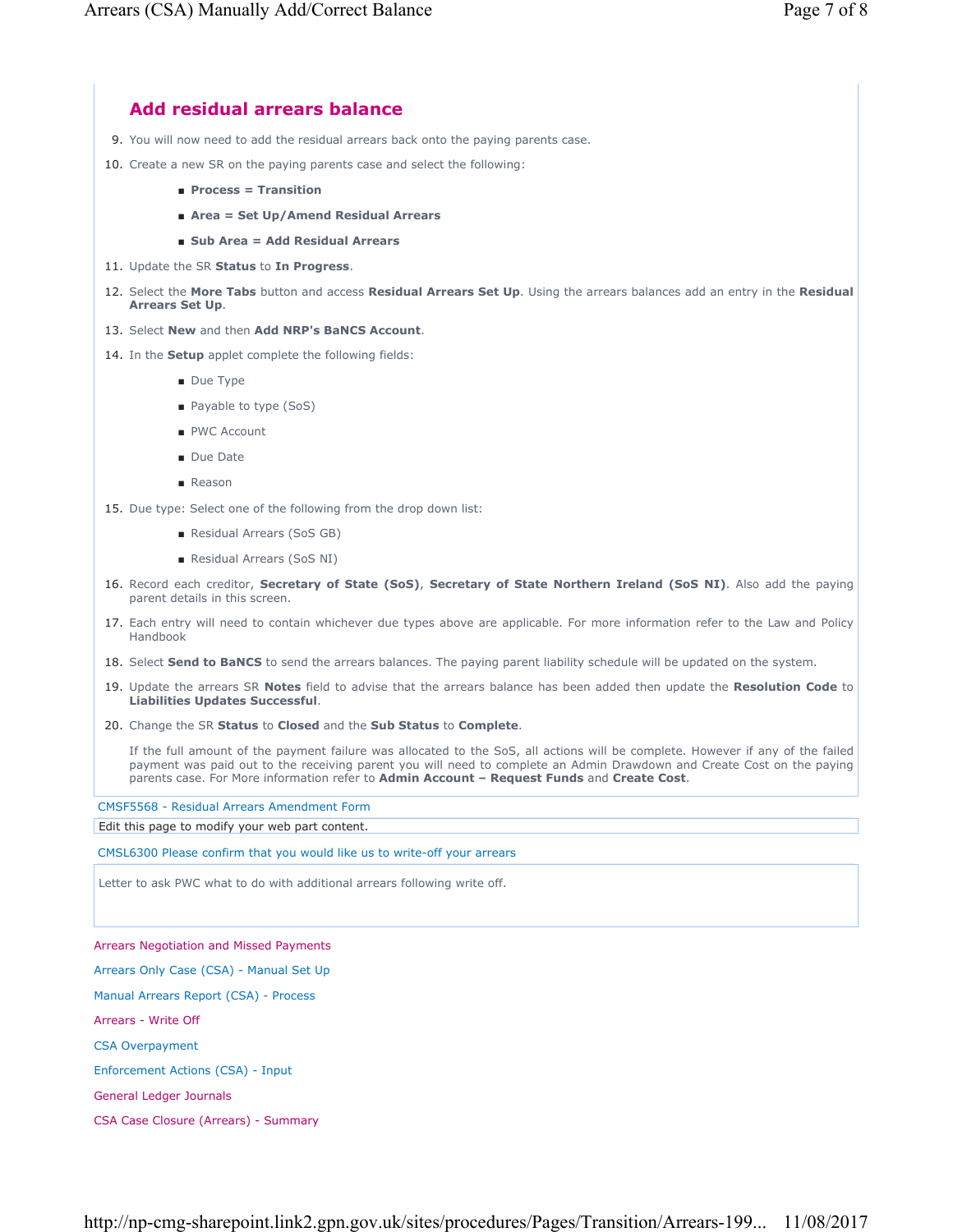## Add residual arrears balance

9. You will now need to add the residual arrears back onto the paying parents case.
10. Create a new SR on the paying parents case and select the following:
    - **Process = Transition**
    - **Area = Set Up/Amend Residual Arrears**
    - **Sub Area = Add Residual Arrears**
11. Update the SR **Status** to **In Progress**.
12. Select the **More Tabs** button and access **Residual Arrears Set Up**. Using the arrears balances add an entry in the **Residual Arrears Set Up**.
13. Select **New** and then **Add NRP's BaNCS Account**.
14. In the **Setup** applet complete the following fields:
    - Due Type
    - Payable to type (SoS)
    - PWC Account
    - Due Date
    - Reason
15. Due type: Select one of the following from the drop down list:
    - Residual Arrears (SoS GB)
    - Residual Arrears (SoS NI)
16. Record each creditor, **Secretary of State (SoS)**, **Secretary of State Northern Ireland (SoS NI)**. Also add the paying parent details in this screen.
17. Each entry will need to contain whichever due types above are applicable. For more information refer to the Law and Policy Handbook
18. Select **Send to BaNCS** to send the arrears balances. The paying parent liability schedule will be updated on the system.
19. Update the arrears SR **Notes** field to advise that the arrears balance has been added then update the **Resolution Code** to **Liabilities Updates Successful**.
20. Change the SR **Status** to **Closed** and the **Sub Status** to **Complete**.

    If the full amount of the payment failure was allocated to the SoS, all actions will be complete. However if any of the failed payment was paid out to the receiving parent you will need to complete an Admin Drawdown and Create Cost on the paying parents case. For More information refer to **Admin Account – Request Funds** and **Create Cost**.

CMSF5568 - Residual Arrears Amendment Form

Edit this page to modify your web part content.

CMSL6300 Please confirm that you would like us to write-off your arrears

Letter to ask PWC what to do with additional arrears following write off.

Arrears Negotiation and Missed Payments

Arrears Only Case (CSA) - Manual Set Up

Manual Arrears Report (CSA) - Process

Arrears - Write Off

CSA Overpayment

Enforcement Actions (CSA) - Input

General Ledger Journals

CSA Case Closure (Arrears) - Summary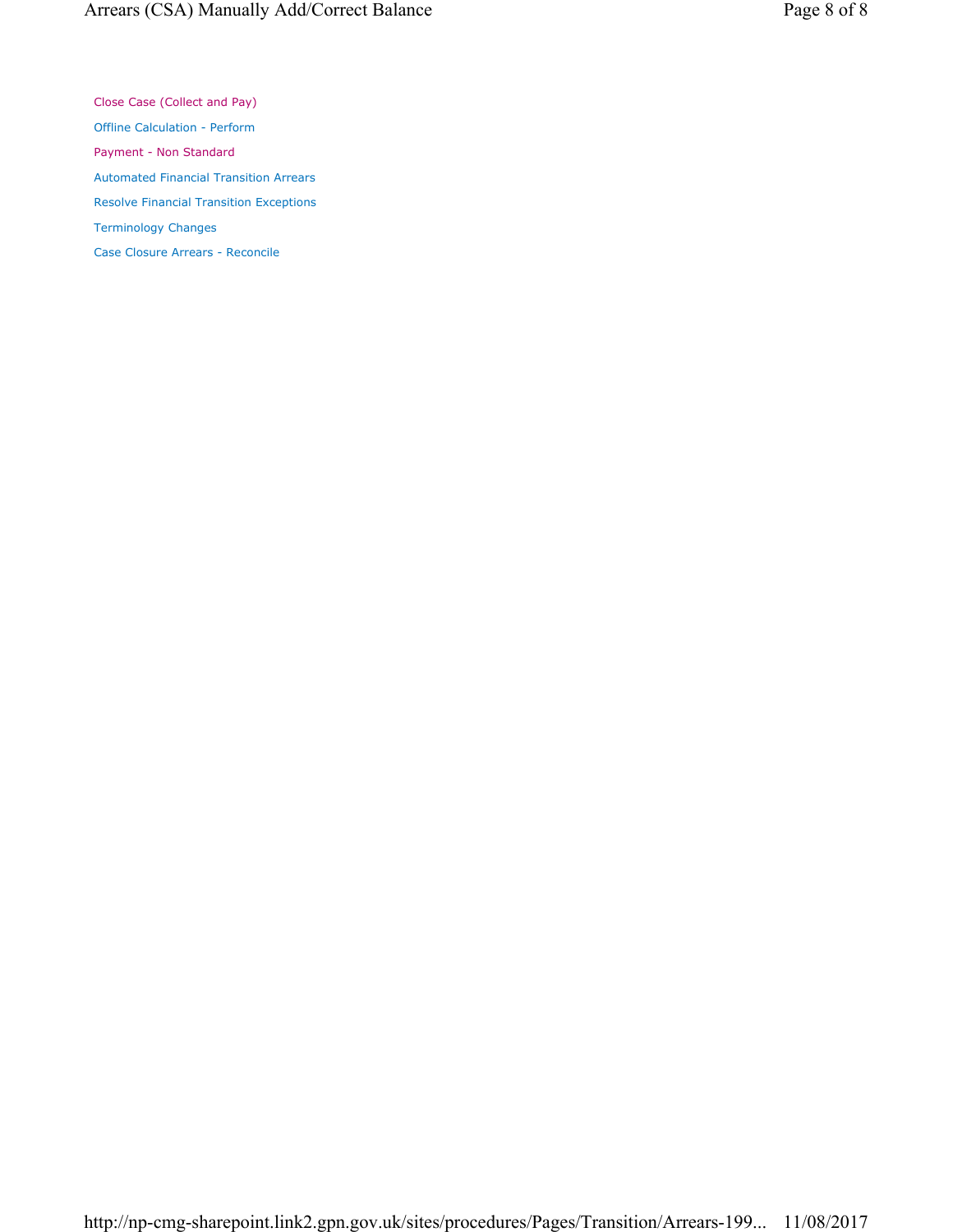Close Case (Collect and Pay)

Offline Calculation - Perform

Payment - Non Standard

Automated Financial Transition Arrears

Resolve Financial Transition Exceptions

Terminology Changes

Case Closure Arrears - Reconcile